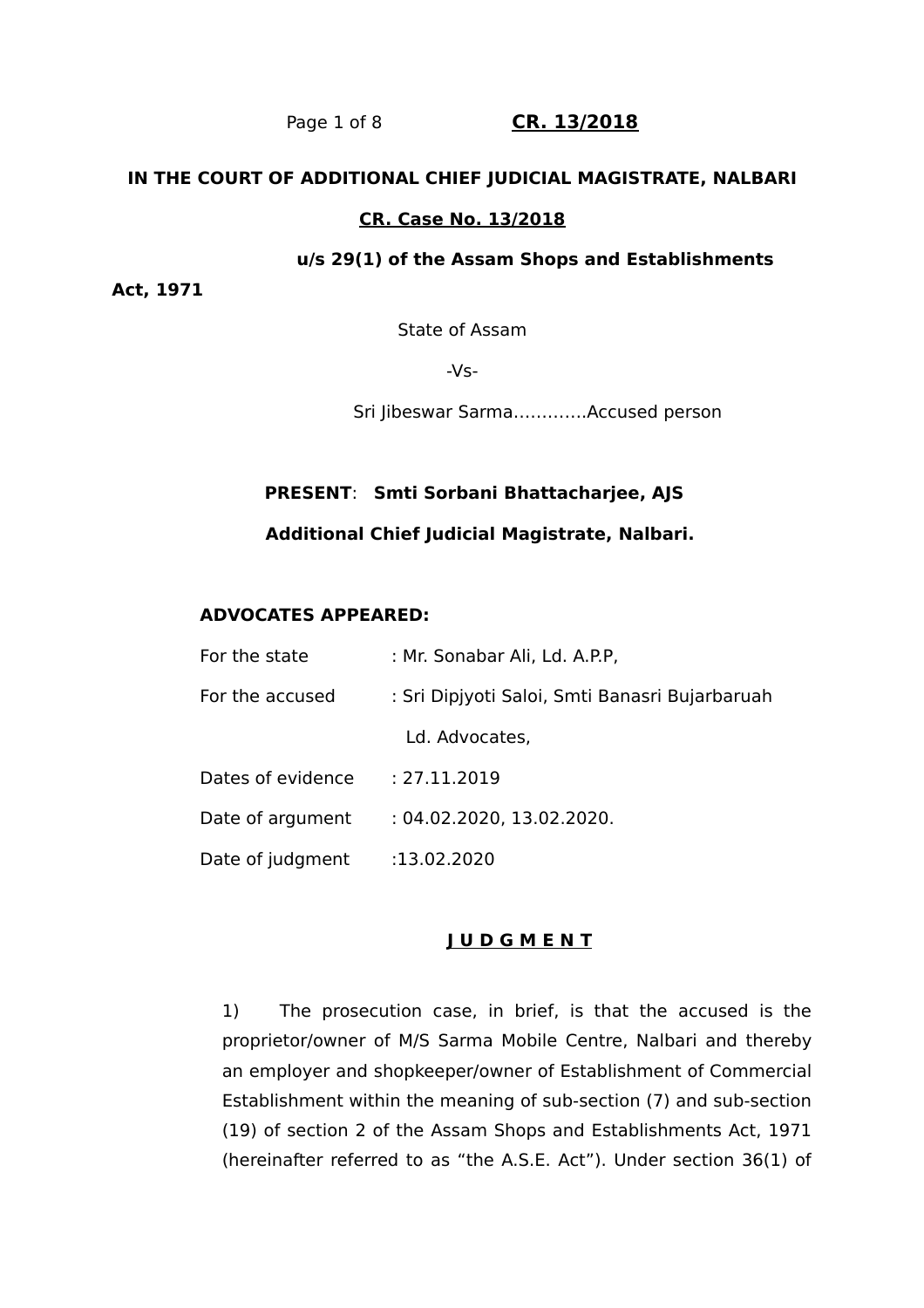**IN THE COURT OF ADDITIONAL CHIEF JUDICIAL MAGISTRATE, NALBARI**

**CR. Case No. 13/2018**

**u/s 29(1) of the Assam Shops and Establishments Act, 1971**

State of Assam

-Vs-

Sri Jibeswar Sarma………….Accused person

**PRESENT**: **Smti Sorbani Bhattacharjee, AJS**

**Additional Chief Judicial Magistrate, Nalbari.**

**ADVOCATES APPEARED:**

For the state : Mr. Sonabar Ali, Ld. A.P.P,

For the accused : Sri Dipjyoti Saloi, Smti Banasri Bujarbaruah Ld. Advocates,

Dates of evidence : 27.11.2019

Date of argument : 04.02.2020, 13.02.2020.

Date of judgment :13.02.2020

**J U D G M E N T**

1) The prosecution case, in brief, is that the accused is the proprietor/owner of M/S Sarma Mobile Centre, Nalbari and thereby an employer and shopkeeper/owner of Establishment of Commercial Establishment within the meaning of sub-section (7) and sub-section (19) of section 2 of the Assam Shops and Establishments Act, 1971 (hereinafter referred to as "the A.S.E. Act"). Under section 36(1) of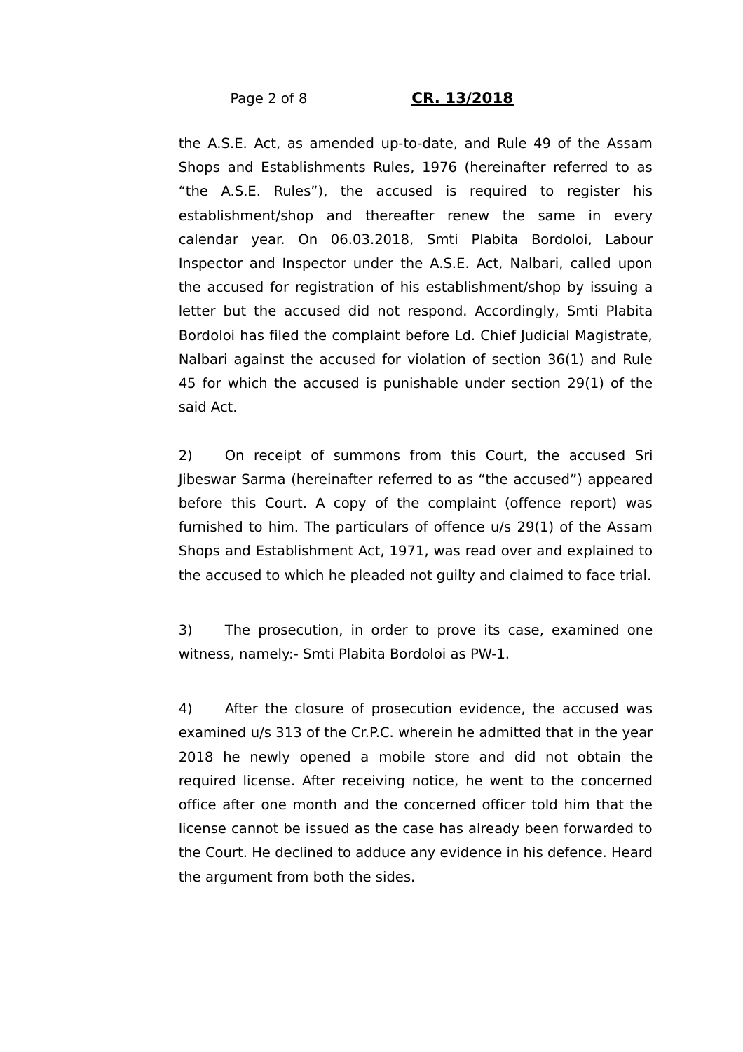the A.S.E. Act, as amended up-to-date, and Rule 49 of the Assam Shops and Establishments Rules, 1976 (hereinafter referred to as "the A.S.E. Rules"), the accused is required to register his establishment/shop and thereafter renew the same in every calendar year. On 06.03.2018, Smti Plabita Bordoloi, Labour Inspector and Inspector under the A.S.E. Act, Nalbari, called upon the accused for registration of his establishment/shop by issuing a letter but the accused did not respond. Accordingly, Smti Plabita Bordoloi has filed the complaint before Ld. Chief Judicial Magistrate, Nalbari against the accused for violation of section 36(1) and Rule 45 for which the accused is punishable under section 29(1) of the said Act.

2) On receipt of summons from this Court, the accused Sri Jibeswar Sarma (hereinafter referred to as "the accused") appeared before this Court. A copy of the complaint (offence report) was furnished to him. The particulars of offence u/s 29(1) of the Assam Shops and Establishment Act, 1971, was read over and explained to the accused to which he pleaded not guilty and claimed to face trial.

3) The prosecution, in order to prove its case, examined one witness, namely:- Smti Plabita Bordoloi as PW-1.

4) After the closure of prosecution evidence, the accused was examined u/s 313 of the Cr.P.C. wherein he admitted that in the year 2018 he newly opened a mobile store and did not obtain the required license. After receiving notice, he went to the concerned office after one month and the concerned officer told him that the license cannot be issued as the case has already been forwarded to the Court. He declined to adduce any evidence in his defence. Heard the argument from both the sides.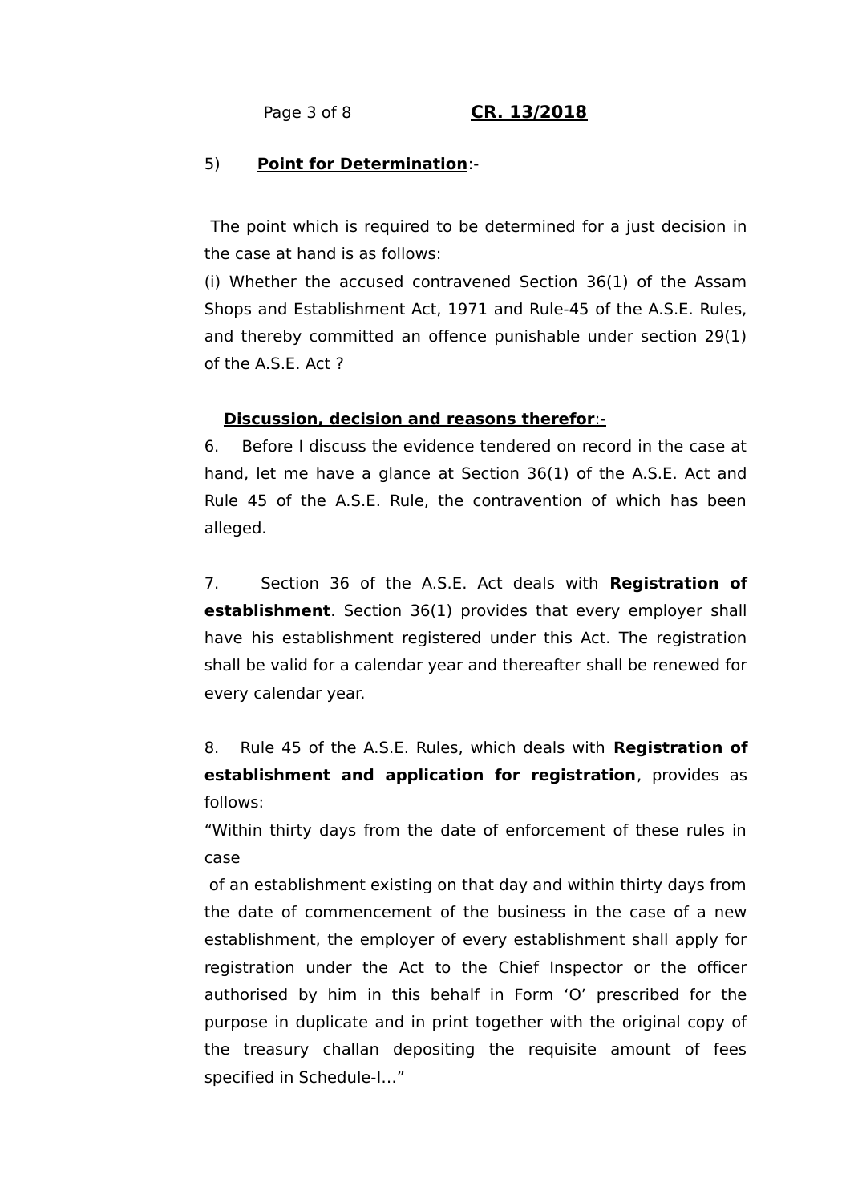5) **Point for Determination**:-

The point which is required to be determined for a just decision in the case at hand is as follows:

(i) Whether the accused contravened Section 36(1) of the Assam Shops and Establishment Act, 1971 and Rule-45 of the A.S.E. Rules, and thereby committed an offence punishable under section 29(1) of the A.S.E. Act ?

**Discussion, decision and reasons therefor**:-

6. Before I discuss the evidence tendered on record in the case at hand, let me have a glance at Section 36(1) of the A.S.E. Act and Rule 45 of the A.S.E. Rule, the contravention of which has been alleged.

7. Section 36 of the A.S.E. Act deals with **Registration of establishment**. Section 36(1) provides that every employer shall have his establishment registered under this Act. The registration shall be valid for a calendar year and thereafter shall be renewed for every calendar year.

8. Rule 45 of the A.S.E. Rules, which deals with **Registration of establishment and application for registration**, provides as follows:

"Within thirty days from the date of enforcement of these rules in case of an establishment existing on that day and within thirty days from the date of commencement of the business in the case of a new establishment, the employer of every establishment shall apply for registration under the Act to the Chief Inspector or the officer authorised by him in this behalf in Form 'O' prescribed for the purpose in duplicate and in print together with the original copy of the treasury challan depositing the requisite amount of fees specified in Schedule-I…"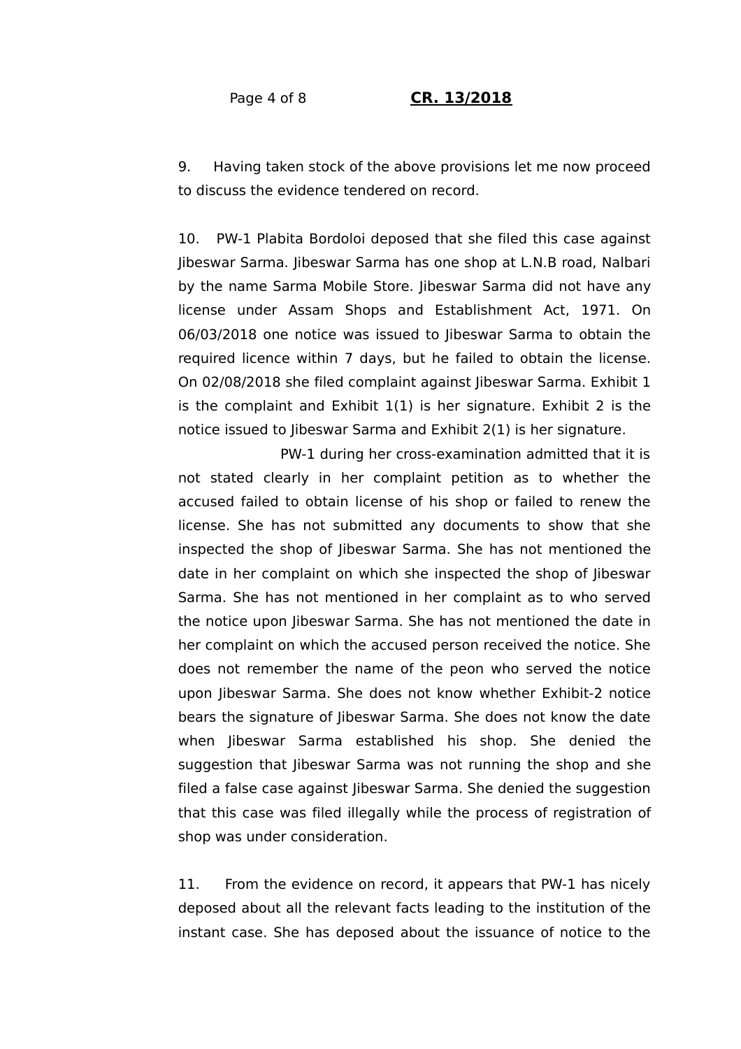9. Having taken stock of the above provisions let me now proceed to discuss the evidence tendered on record.

10. PW-1 Plabita Bordoloi deposed that she filed this case against Jibeswar Sarma. Jibeswar Sarma has one shop at L.N.B road, Nalbari by the name Sarma Mobile Store. Jibeswar Sarma did not have any license under Assam Shops and Establishment Act, 1971. On 06/03/2018 one notice was issued to Jibeswar Sarma to obtain the required licence within 7 days, but he failed to obtain the license. On 02/08/2018 she filed complaint against Jibeswar Sarma. Exhibit 1 is the complaint and Exhibit 1(1) is her signature. Exhibit 2 is the notice issued to Jibeswar Sarma and Exhibit 2(1) is her signature.

PW-1 during her cross-examination admitted that it is not stated clearly in her complaint petition as to whether the accused failed to obtain license of his shop or failed to renew the license. She has not submitted any documents to show that she inspected the shop of Jibeswar Sarma. She has not mentioned the date in her complaint on which she inspected the shop of Jibeswar Sarma. She has not mentioned in her complaint as to who served the notice upon Jibeswar Sarma. She has not mentioned the date in her complaint on which the accused person received the notice. She does not remember the name of the peon who served the notice upon Jibeswar Sarma. She does not know whether Exhibit-2 notice bears the signature of Jibeswar Sarma. She does not know the date when Jibeswar Sarma established his shop. She denied the suggestion that Jibeswar Sarma was not running the shop and she filed a false case against Jibeswar Sarma. She denied the suggestion that this case was filed illegally while the process of registration of shop was under consideration.

11. From the evidence on record, it appears that PW-1 has nicely deposed about all the relevant facts leading to the institution of the instant case. She has deposed about the issuance of notice to the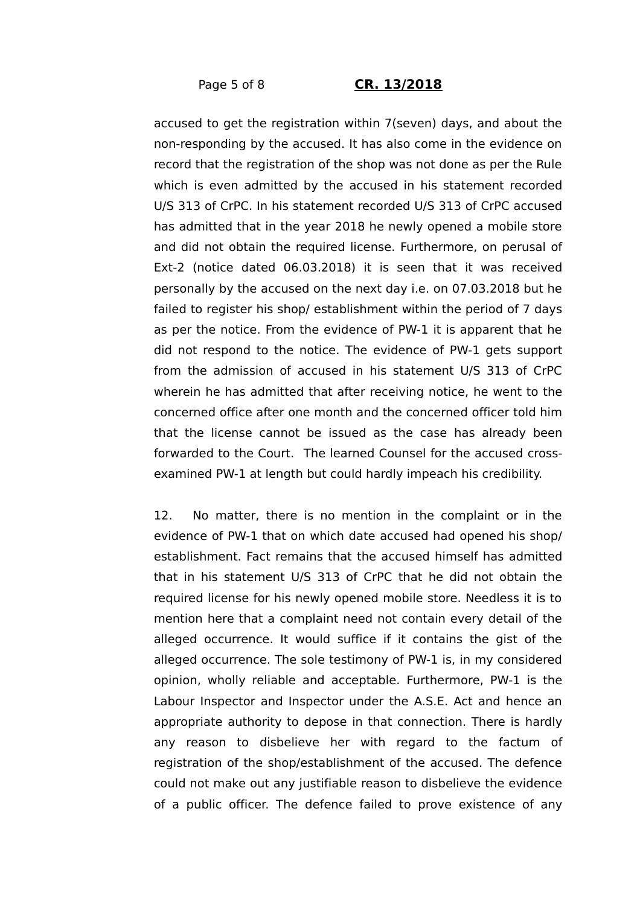accused to get the registration within 7(seven) days, and about the non-responding by the accused. It has also come in the evidence on record that the registration of the shop was not done as per the Rule which is even admitted by the accused in his statement recorded U/S 313 of CrPC. In his statement recorded U/S 313 of CrPC accused has admitted that in the year 2018 he newly opened a mobile store and did not obtain the required license. Furthermore, on perusal of Ext-2 (notice dated 06.03.2018) it is seen that it was received personally by the accused on the next day i.e. on 07.03.2018 but he failed to register his shop/ establishment within the period of 7 days as per the notice. From the evidence of PW-1 it is apparent that he did not respond to the notice. The evidence of PW-1 gets support from the admission of accused in his statement U/S 313 of CrPC wherein he has admitted that after receiving notice, he went to the concerned office after one month and the concerned officer told him that the license cannot be issued as the case has already been forwarded to the Court. The learned Counsel for the accused cross-examined PW-1 at length but could hardly impeach his credibility.

12. No matter, there is no mention in the complaint or in the evidence of PW-1 that on which date accused had opened his shop/ establishment. Fact remains that the accused himself has admitted that in his statement U/S 313 of CrPC that he did not obtain the required license for his newly opened mobile store. Needless it is to mention here that a complaint need not contain every detail of the alleged occurrence. It would suffice if it contains the gist of the alleged occurrence. The sole testimony of PW-1 is, in my considered opinion, wholly reliable and acceptable. Furthermore, PW-1 is the Labour Inspector and Inspector under the A.S.E. Act and hence an appropriate authority to depose in that connection. There is hardly any reason to disbelieve her with regard to the factum of registration of the shop/establishment of the accused. The defence could not make out any justifiable reason to disbelieve the evidence of a public officer. The defence failed to prove existence of any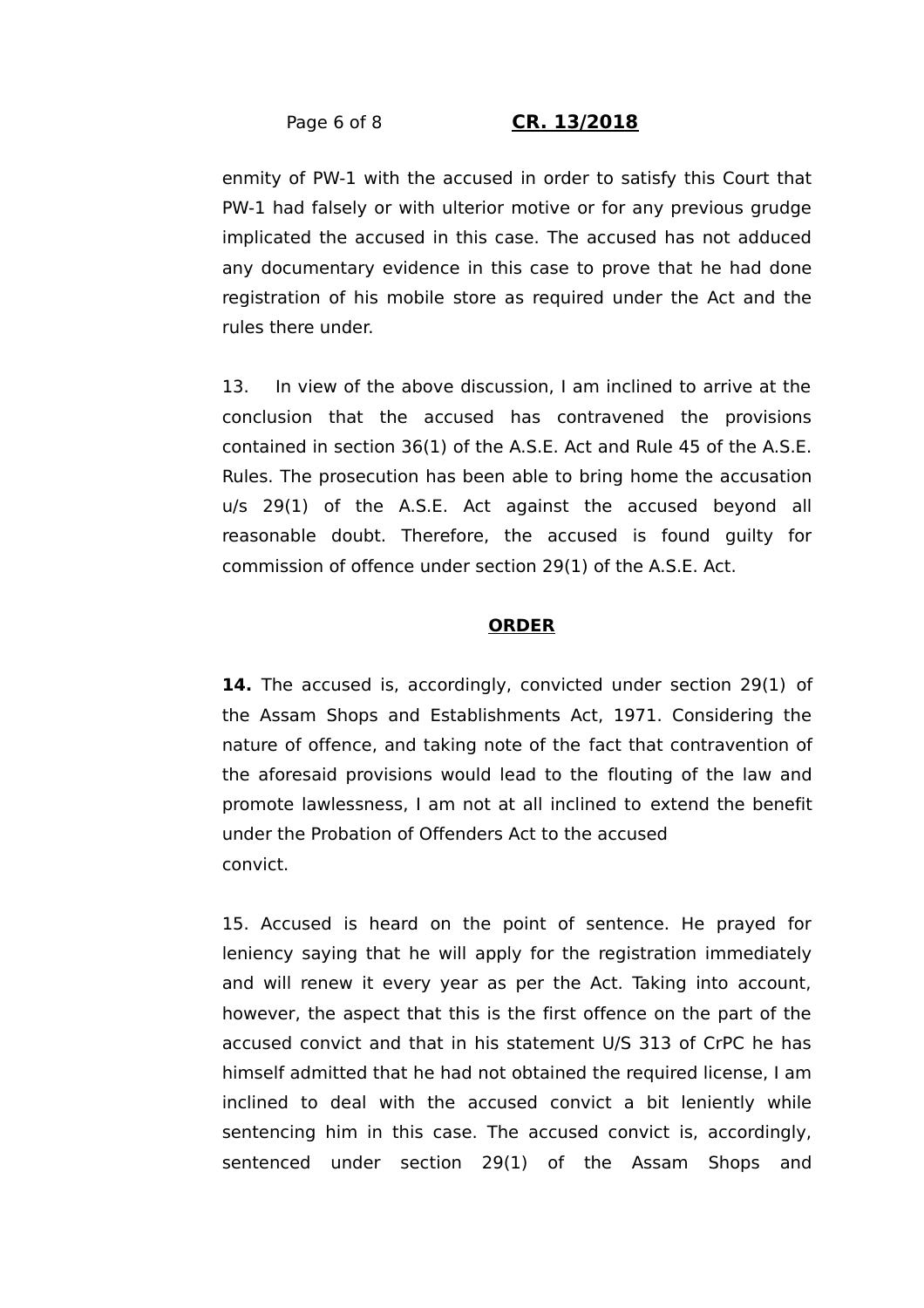enmity of PW-1 with the accused in order to satisfy this Court that PW-1 had falsely or with ulterior motive or for any previous grudge implicated the accused in this case. The accused has not adduced any documentary evidence in this case to prove that he had done registration of his mobile store as required under the Act and the rules there under.

13. In view of the above discussion, I am inclined to arrive at the conclusion that the accused has contravened the provisions contained in section 36(1) of the A.S.E. Act and Rule 45 of the A.S.E. Rules. The prosecution has been able to bring home the accusation u/s 29(1) of the A.S.E. Act against the accused beyond all reasonable doubt. Therefore, the accused is found guilty for commission of offence under section 29(1) of the A.S.E. Act.

## ORDER

**14.** The accused is, accordingly, convicted under section 29(1) of the Assam Shops and Establishments Act, 1971. Considering the nature of offence, and taking note of the fact that contravention of the aforesaid provisions would lead to the flouting of the law and promote lawlessness, I am not at all inclined to extend the benefit under the Probation of Offenders Act to the accused convict.

15. Accused is heard on the point of sentence. He prayed for leniency saying that he will apply for the registration immediately and will renew it every year as per the Act. Taking into account, however, the aspect that this is the first offence on the part of the accused convict and that in his statement U/S 313 of CrPC he has himself admitted that he had not obtained the required license, I am inclined to deal with the accused convict a bit leniently while sentencing him in this case. The accused convict is, accordingly, sentenced under section 29(1) of the Assam Shops and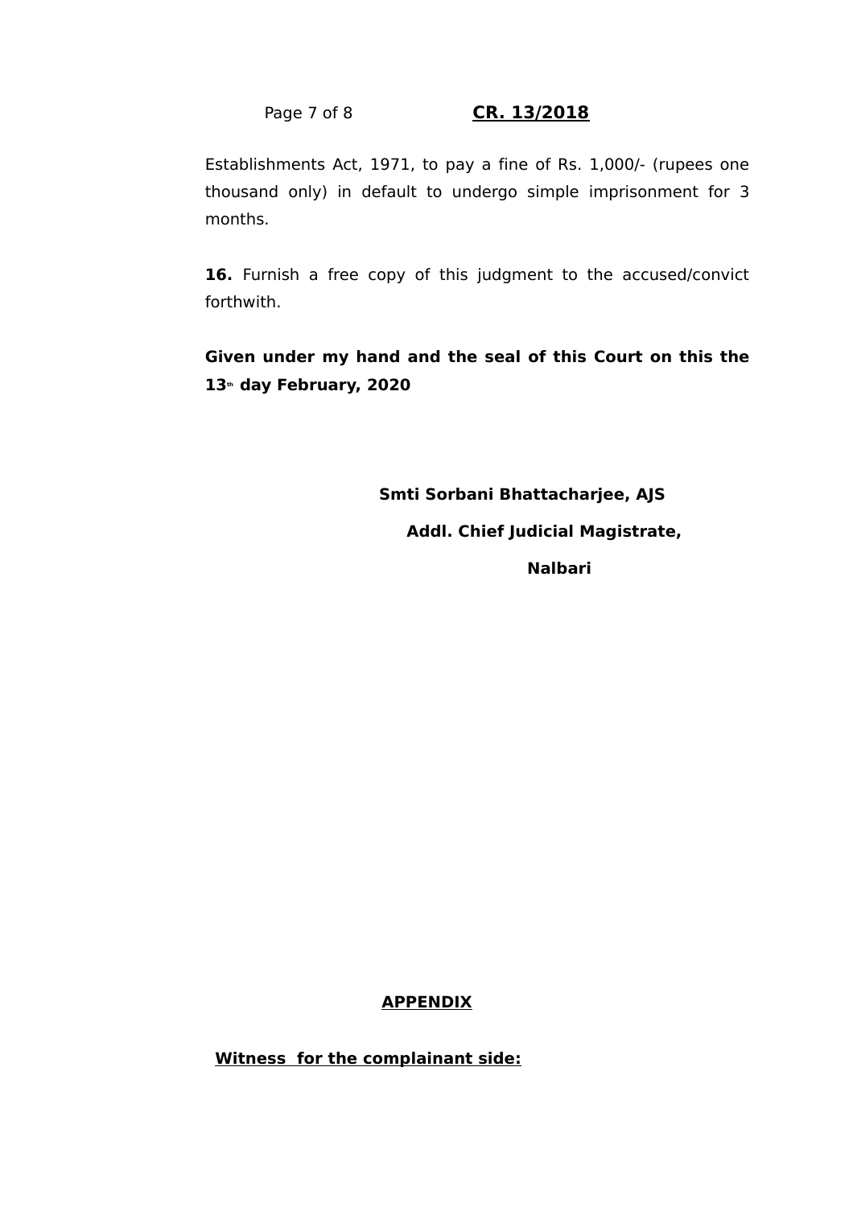Establishments Act, 1971, to pay a fine of Rs. 1,000/- (rupees one thousand only) in default to undergo simple imprisonment for 3 months.

**16.** Furnish a free copy of this judgment to the accused/convict forthwith.

**Given under my hand and the seal of this Court on this the 13th day February, 2020**

**Smti Sorbani Bhattacharjee, AJS**

**Addl. Chief Judicial Magistrate,**

**Nalbari**

## APPENDIX

**Witness for the complainant side:**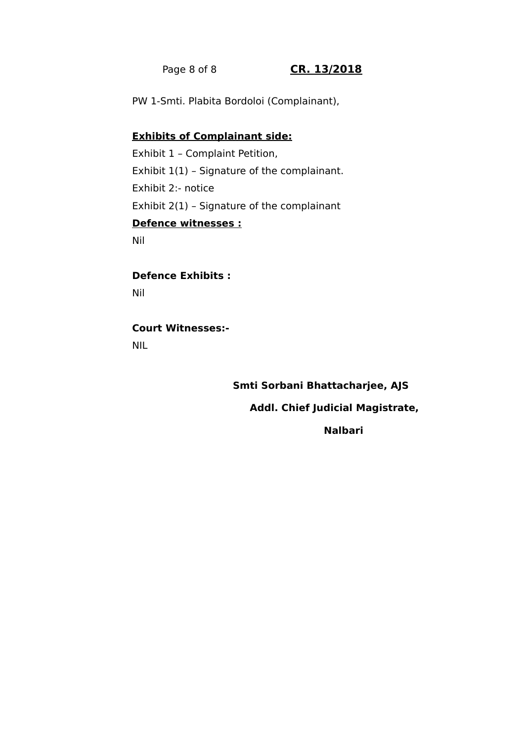PW 1-Smti. Plabita Bordoloi (Complainant),

**Exhibits of Complainant side:**

Exhibit 1 – Complaint Petition,

Exhibit 1(1) – Signature of the complainant.

Exhibit 2:- notice

Exhibit 2(1) – Signature of the complainant

**Defence witnesses :**

Nil

**Defence Exhibits :**

Nil

**Court Witnesses:-**

NIL

**Smti Sorbani Bhattacharjee, AJS**

**Addl. Chief Judicial Magistrate,**

**Nalbari**